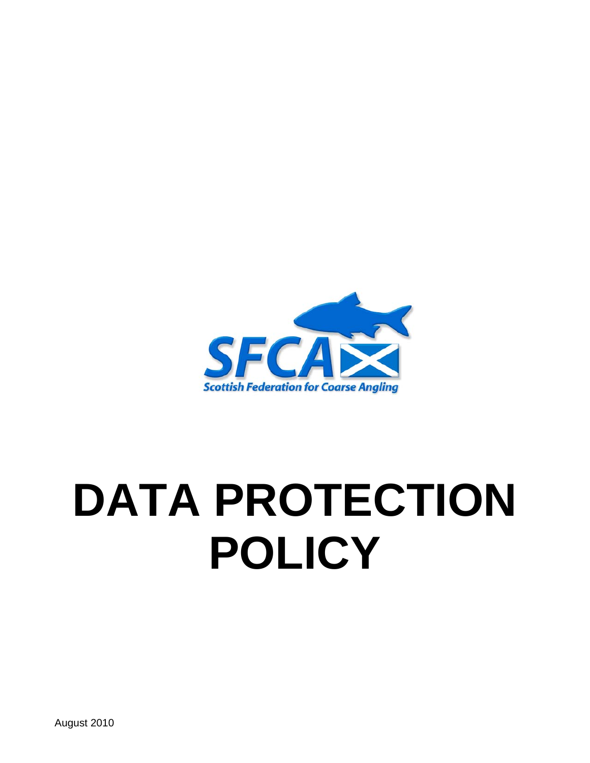SFCA

Scottish Federation for Coarse Angling

# DATA PROTECTION POLICY

August 2010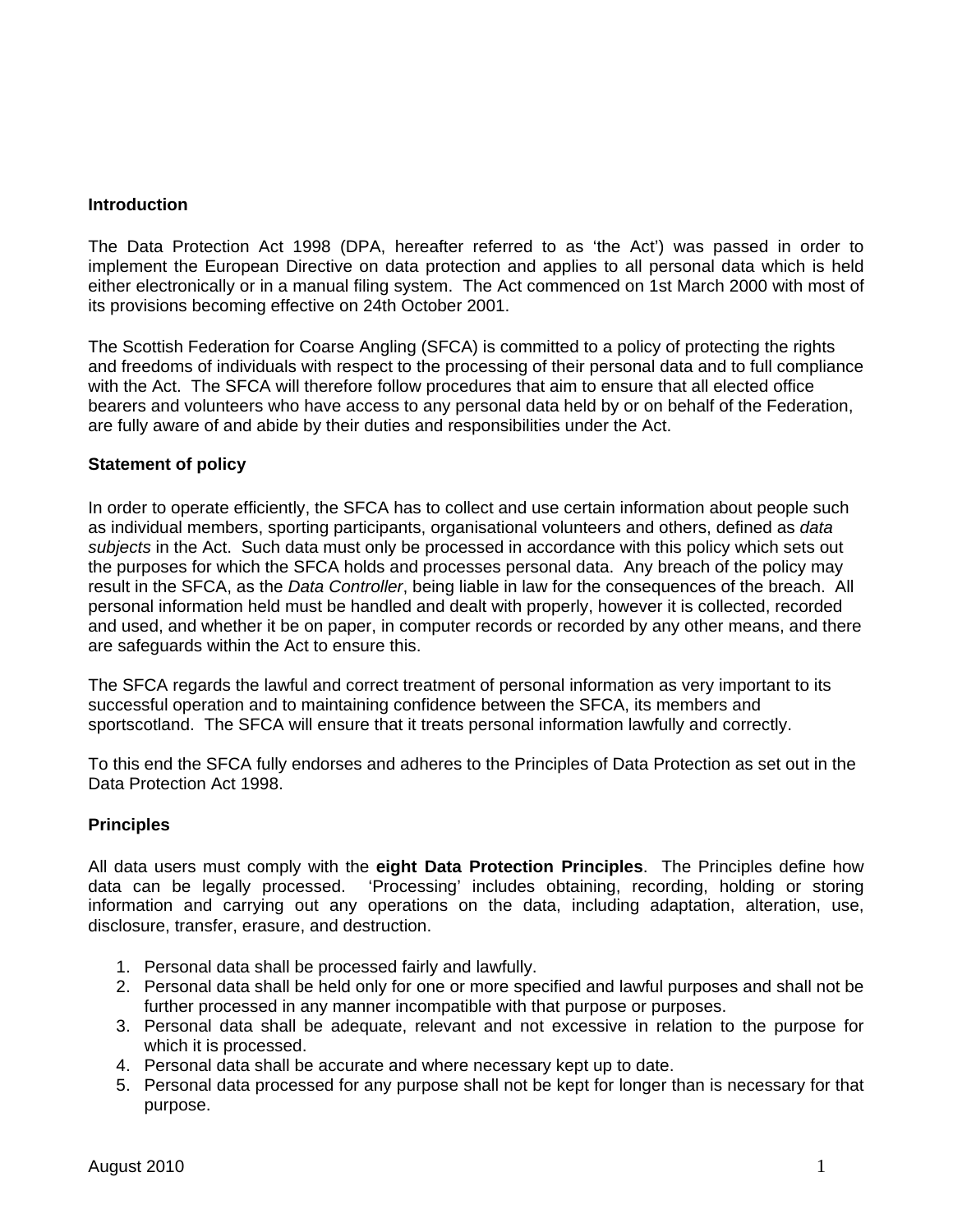## Introduction

The Data Protection Act 1998 (DPA, hereafter referred to as 'the Act') was passed in order to implement the European Directive on data protection and applies to all personal data which is held either electronically or in a manual filing system. The Act commenced on 1st March 2000 with most of its provisions becoming effective on 24th October 2001.

The Scottish Federation for Coarse Angling (SFCA) is committed to a policy of protecting the rights and freedoms of individuals with respect to the processing of their personal data and to full compliance with the Act. The SFCA will therefore follow procedures that aim to ensure that all elected office bearers and volunteers who have access to any personal data held by or on behalf of the Federation, are fully aware of and abide by their duties and responsibilities under the Act.

## Statement of policy

In order to operate efficiently, the SFCA has to collect and use certain information about people such as individual members, sporting participants, organisational volunteers and others, defined as *data subjects* in the Act. Such data must only be processed in accordance with this policy which sets out the purposes for which the SFCA holds and processes personal data. Any breach of the policy may result in the SFCA, as the *Data Controller*, being liable in law for the consequences of the breach. All personal information held must be handled and dealt with properly, however it is collected, recorded and used, and whether it be on paper, in computer records or recorded by any other means, and there are safeguards within the Act to ensure this.

The SFCA regards the lawful and correct treatment of personal information as very important to its successful operation and to maintaining confidence between the SFCA, its members and sportscotland. The SFCA will ensure that it treats personal information lawfully and correctly.

To this end the SFCA fully endorses and adheres to the Principles of Data Protection as set out in the Data Protection Act 1998.

## Principles

All data users must comply with the **eight Data Protection Principles**. The Principles define how data can be legally processed. 'Processing' includes obtaining, recording, holding or storing information and carrying out any operations on the data, including adaptation, alteration, use, disclosure, transfer, erasure, and destruction.

1. Personal data shall be processed fairly and lawfully.
2. Personal data shall be held only for one or more specified and lawful purposes and shall not be further processed in any manner incompatible with that purpose or purposes.
3. Personal data shall be adequate, relevant and not excessive in relation to the purpose for which it is processed.
4. Personal data shall be accurate and where necessary kept up to date.
5. Personal data processed for any purpose shall not be kept for longer than is necessary for that purpose.

August 2010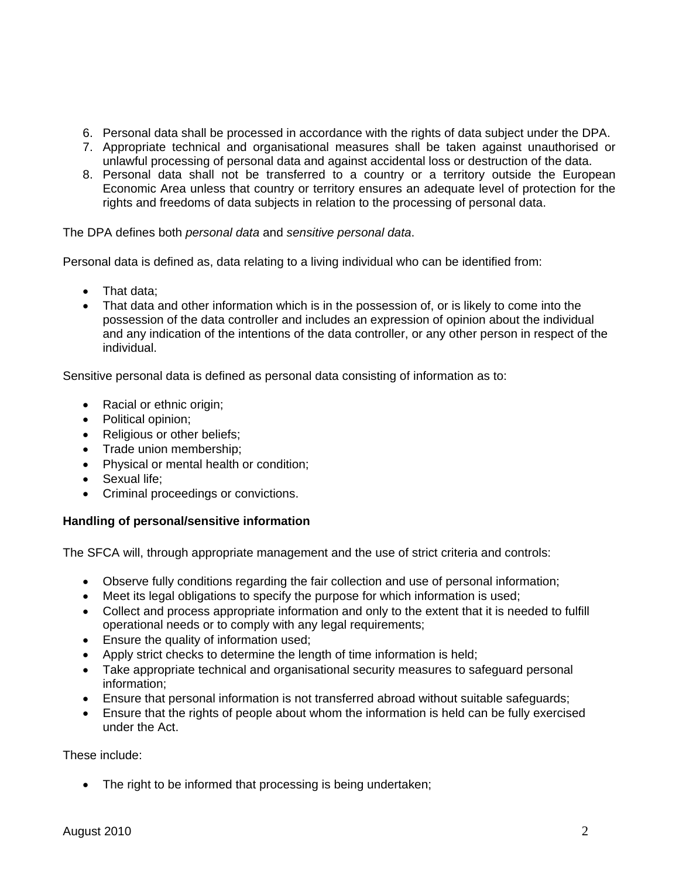6. Personal data shall be processed in accordance with the rights of data subject under the DPA.
7. Appropriate technical and organisational measures shall be taken against unauthorised or unlawful processing of personal data and against accidental loss or destruction of the data.
8. Personal data shall not be transferred to a country or a territory outside the European Economic Area unless that country or territory ensures an adequate level of protection for the rights and freedoms of data subjects in relation to the processing of personal data.

The DPA defines both *personal data* and *sensitive personal data*.

Personal data is defined as, data relating to a living individual who can be identified from:

- That data;
- That data and other information which is in the possession of, or is likely to come into the possession of the data controller and includes an expression of opinion about the individual and any indication of the intentions of the data controller, or any other person in respect of the individual.

Sensitive personal data is defined as personal data consisting of information as to:

- Racial or ethnic origin;
- Political opinion;
- Religious or other beliefs;
- Trade union membership;
- Physical or mental health or condition;
- Sexual life;
- Criminal proceedings or convictions.

**Handling of personal/sensitive information**

The SFCA will, through appropriate management and the use of strict criteria and controls:

- Observe fully conditions regarding the fair collection and use of personal information;
- Meet its legal obligations to specify the purpose for which information is used;
- Collect and process appropriate information and only to the extent that it is needed to fulfill operational needs or to comply with any legal requirements;
- Ensure the quality of information used;
- Apply strict checks to determine the length of time information is held;
- Take appropriate technical and organisational security measures to safeguard personal information;
- Ensure that personal information is not transferred abroad without suitable safeguards;
- Ensure that the rights of people about whom the information is held can be fully exercised under the Act.

These include:

- The right to be informed that processing is being undertaken;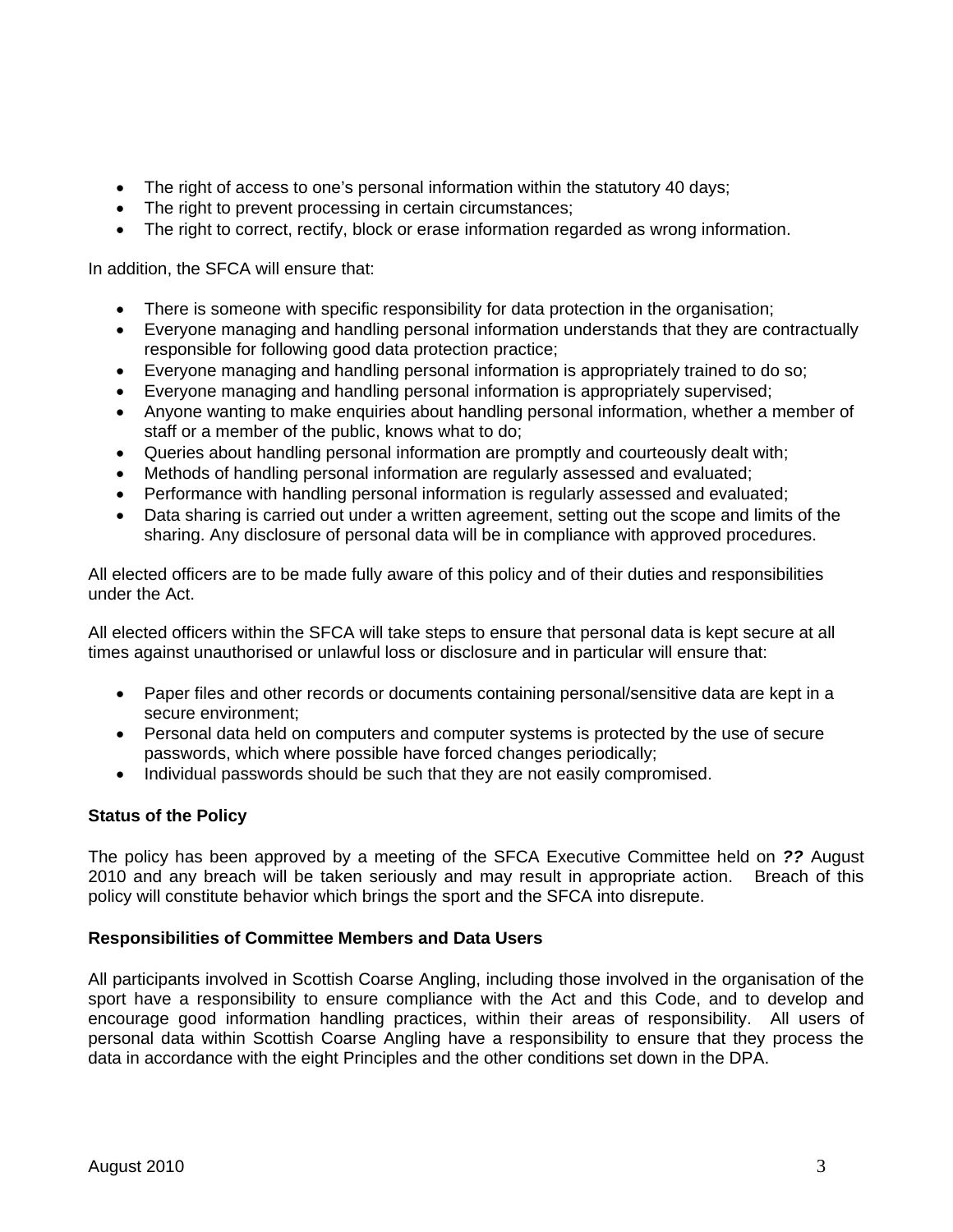- The right of access to one's personal information within the statutory 40 days;
- The right to prevent processing in certain circumstances;
- The right to correct, rectify, block or erase information regarded as wrong information.

In addition, the SFCA will ensure that:

- There is someone with specific responsibility for data protection in the organisation;
- Everyone managing and handling personal information understands that they are contractually responsible for following good data protection practice;
- Everyone managing and handling personal information is appropriately trained to do so;
- Everyone managing and handling personal information is appropriately supervised;
- Anyone wanting to make enquiries about handling personal information, whether a member of staff or a member of the public, knows what to do;
- Queries about handling personal information are promptly and courteously dealt with;
- Methods of handling personal information are regularly assessed and evaluated;
- Performance with handling personal information is regularly assessed and evaluated;
- Data sharing is carried out under a written agreement, setting out the scope and limits of the sharing. Any disclosure of personal data will be in compliance with approved procedures.

All elected officers are to be made fully aware of this policy and of their duties and responsibilities under the Act.

All elected officers within the SFCA will take steps to ensure that personal data is kept secure at all times against unauthorised or unlawful loss or disclosure and in particular will ensure that:

- Paper files and other records or documents containing personal/sensitive data are kept in a secure environment;
- Personal data held on computers and computer systems is protected by the use of secure passwords, which where possible have forced changes periodically;
- Individual passwords should be such that they are not easily compromised.

**Status of the Policy**

The policy has been approved by a meeting of the SFCA Executive Committee held on ***??*** August 2010 and any breach will be taken seriously and may result in appropriate action. Breach of this policy will constitute behavior which brings the sport and the SFCA into disrepute.

**Responsibilities of Committee Members and Data Users**

All participants involved in Scottish Coarse Angling, including those involved in the organisation of the sport have a responsibility to ensure compliance with the Act and this Code, and to develop and encourage good information handling practices, within their areas of responsibility. All users of personal data within Scottish Coarse Angling have a responsibility to ensure that they process the data in accordance with the eight Principles and the other conditions set down in the DPA.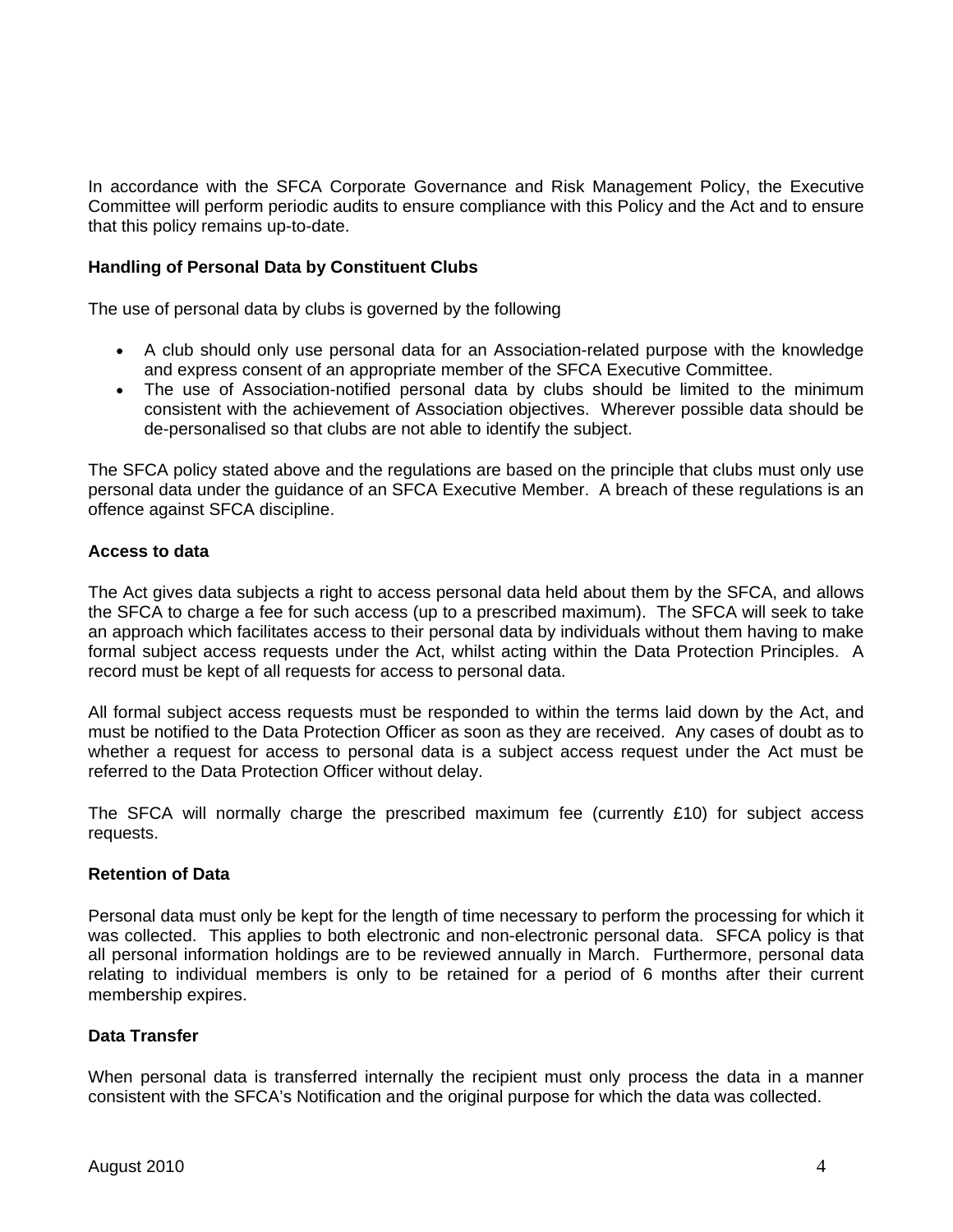In accordance with the SFCA Corporate Governance and Risk Management Policy, the Executive Committee will perform periodic audits to ensure compliance with this Policy and the Act and to ensure that this policy remains up-to-date.

**Handling of Personal Data by Constituent Clubs**

The use of personal data by clubs is governed by the following

- A club should only use personal data for an Association-related purpose with the knowledge and express consent of an appropriate member of the SFCA Executive Committee.
- The use of Association-notified personal data by clubs should be limited to the minimum consistent with the achievement of Association objectives. Wherever possible data should be de-personalised so that clubs are not able to identify the subject.

The SFCA policy stated above and the regulations are based on the principle that clubs must only use personal data under the guidance of an SFCA Executive Member. A breach of these regulations is an offence against SFCA discipline.

**Access to data**

The Act gives data subjects a right to access personal data held about them by the SFCA, and allows the SFCA to charge a fee for such access (up to a prescribed maximum). The SFCA will seek to take an approach which facilitates access to their personal data by individuals without them having to make formal subject access requests under the Act, whilst acting within the Data Protection Principles. A record must be kept of all requests for access to personal data.

All formal subject access requests must be responded to within the terms laid down by the Act, and must be notified to the Data Protection Officer as soon as they are received. Any cases of doubt as to whether a request for access to personal data is a subject access request under the Act must be referred to the Data Protection Officer without delay.

The SFCA will normally charge the prescribed maximum fee (currently £10) for subject access requests.

**Retention of Data**

Personal data must only be kept for the length of time necessary to perform the processing for which it was collected. This applies to both electronic and non-electronic personal data. SFCA policy is that all personal information holdings are to be reviewed annually in March. Furthermore, personal data relating to individual members is only to be retained for a period of 6 months after their current membership expires.

**Data Transfer**

When personal data is transferred internally the recipient must only process the data in a manner consistent with the SFCA's Notification and the original purpose for which the data was collected.

August 2010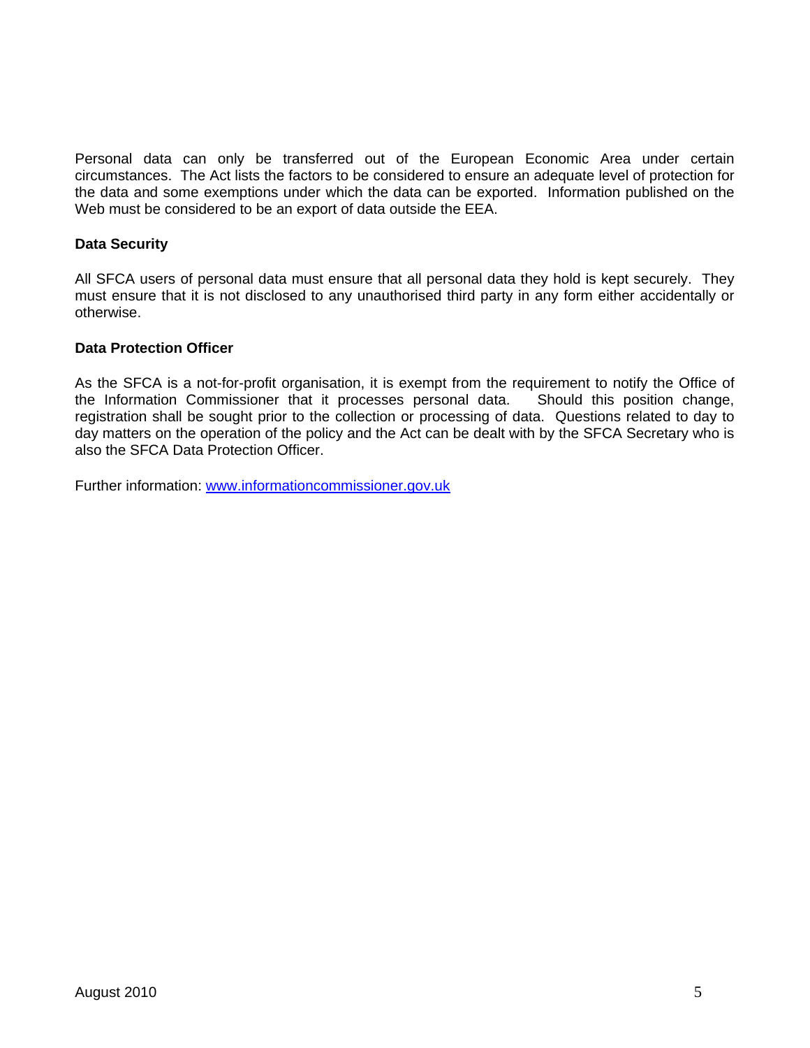Personal data can only be transferred out of the European Economic Area under certain circumstances. The Act lists the factors to be considered to ensure an adequate level of protection for the data and some exemptions under which the data can be exported. Information published on the Web must be considered to be an export of data outside the EEA.

**Data Security**

All SFCA users of personal data must ensure that all personal data they hold is kept securely. They must ensure that it is not disclosed to any unauthorised third party in any form either accidentally or otherwise.

**Data Protection Officer**

As the SFCA is a not-for-profit organisation, it is exempt from the requirement to notify the Office of the Information Commissioner that it processes personal data. Should this position change, registration shall be sought prior to the collection or processing of data. Questions related to day to day matters on the operation of the policy and the Act can be dealt with by the SFCA Secretary who is also the SFCA Data Protection Officer.

Further information: [www.informationcommissioner.gov.uk](www.informationcommissioner.gov.uk)